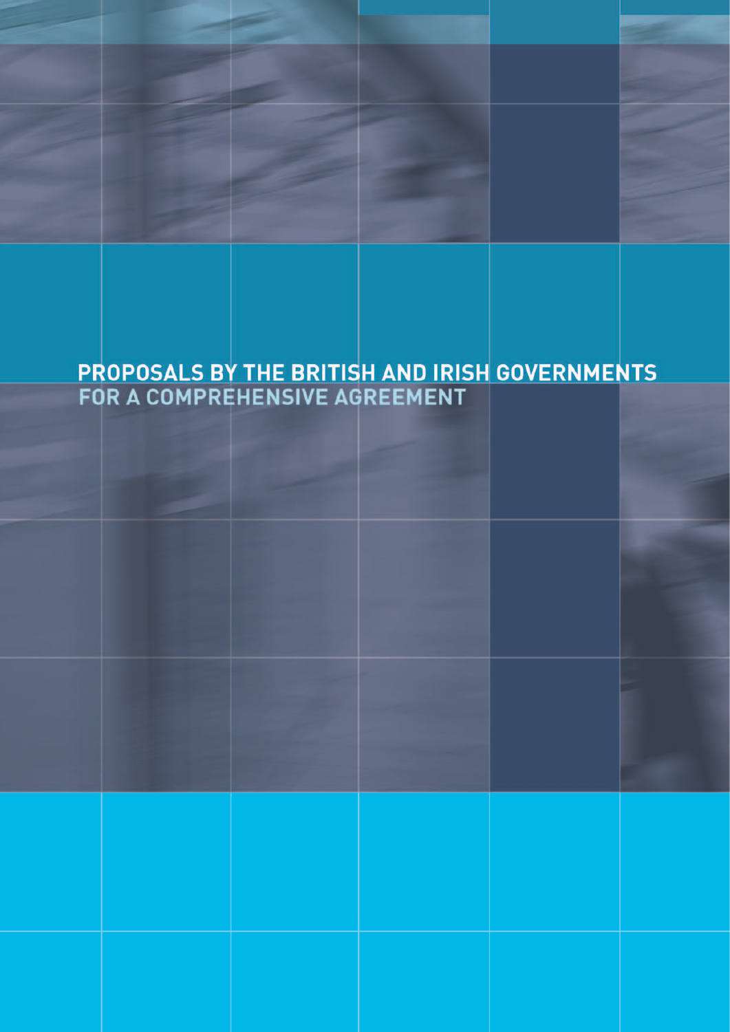# PROPOSALS BY THE BRITISH AND IRISH GOVERNMENTS FOR A COMPREHENSIVE AGREEMENT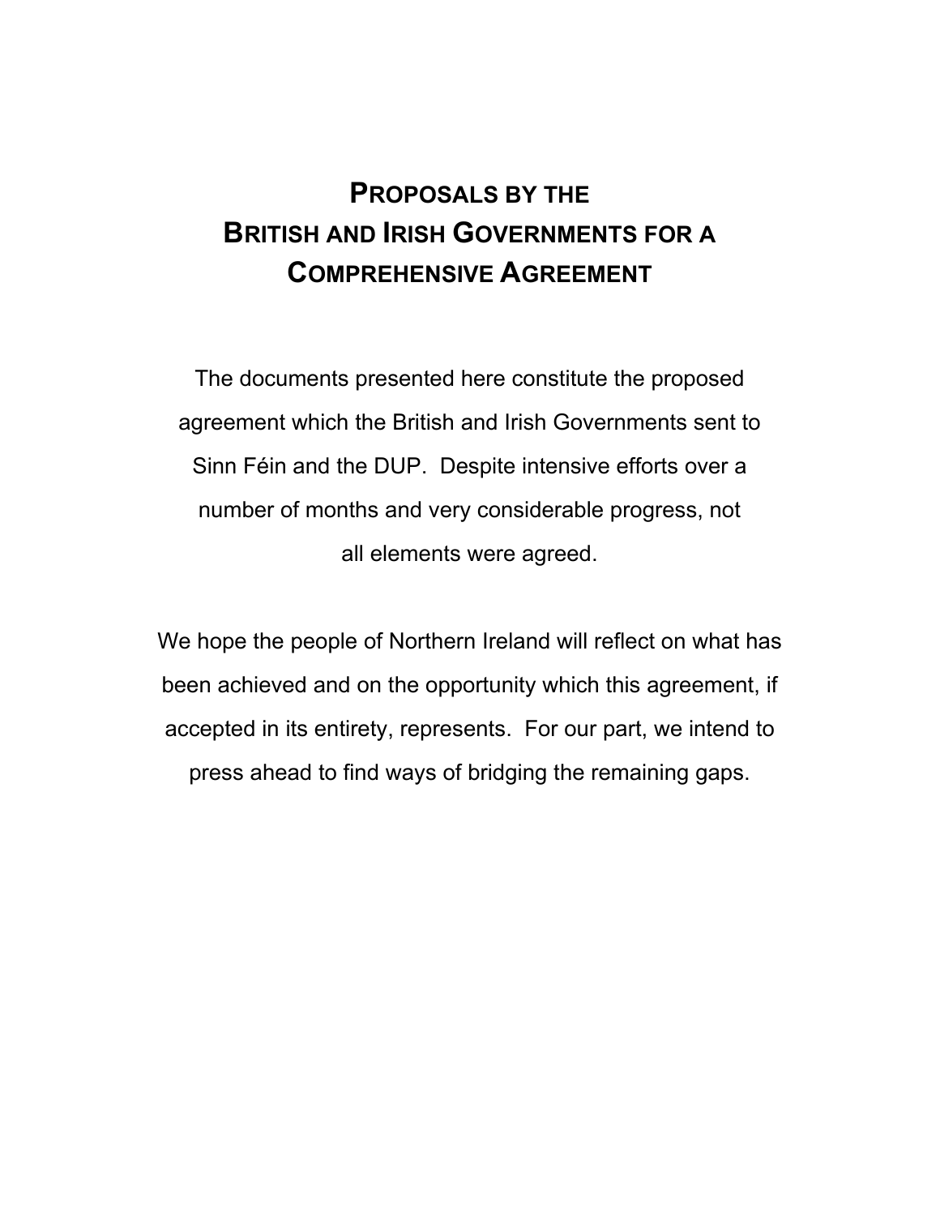# Proposals by the British and Irish Governments for a Comprehensive Agreement

The documents presented here constitute the proposed agreement which the British and Irish Governments sent to Sinn Féin and the DUP. Despite intensive efforts over a number of months and very considerable progress, not all elements were agreed.

We hope the people of Northern Ireland will reflect on what has been achieved and on the opportunity which this agreement, if accepted in its entirety, represents. For our part, we intend to press ahead to find ways of bridging the remaining gaps.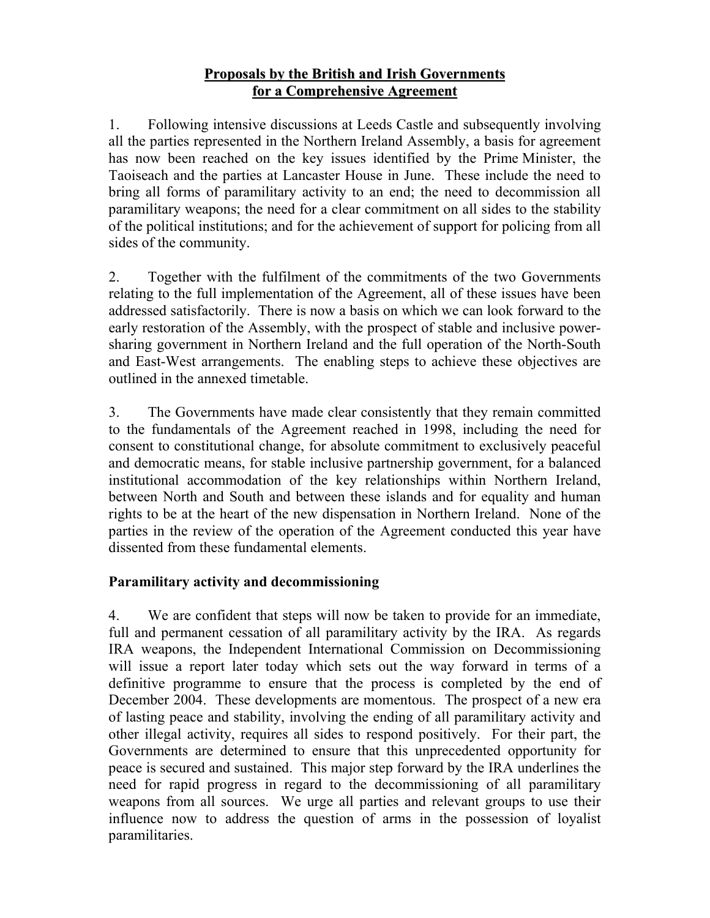# Proposals by the British and Irish Governments for a Comprehensive Agreement

1. Following intensive discussions at Leeds Castle and subsequently involving all the parties represented in the Northern Ireland Assembly, a basis for agreement has now been reached on the key issues identified by the Prime Minister, the Taoiseach and the parties at Lancaster House in June. These include the need to bring all forms of paramilitary activity to an end; the need to decommission all paramilitary weapons; the need for a clear commitment on all sides to the stability of the political institutions; and for the achievement of support for policing from all sides of the community.

2. Together with the fulfilment of the commitments of the two Governments relating to the full implementation of the Agreement, all of these issues have been addressed satisfactorily. There is now a basis on which we can look forward to the early restoration of the Assembly, with the prospect of stable and inclusive power-sharing government in Northern Ireland and the full operation of the North-South and East-West arrangements. The enabling steps to achieve these objectives are outlined in the annexed timetable.

3. The Governments have made clear consistently that they remain committed to the fundamentals of the Agreement reached in 1998, including the need for consent to constitutional change, for absolute commitment to exclusively peaceful and democratic means, for stable inclusive partnership government, for a balanced institutional accommodation of the key relationships within Northern Ireland, between North and South and between these islands and for equality and human rights to be at the heart of the new dispensation in Northern Ireland. None of the parties in the review of the operation of the Agreement conducted this year have dissented from these fundamental elements.

## Paramilitary activity and decommissioning

4. We are confident that steps will now be taken to provide for an immediate, full and permanent cessation of all paramilitary activity by the IRA. As regards IRA weapons, the Independent International Commission on Decommissioning will issue a report later today which sets out the way forward in terms of a definitive programme to ensure that the process is completed by the end of December 2004. These developments are momentous. The prospect of a new era of lasting peace and stability, involving the ending of all paramilitary activity and other illegal activity, requires all sides to respond positively. For their part, the Governments are determined to ensure that this unprecedented opportunity for peace is secured and sustained. This major step forward by the IRA underlines the need for rapid progress in regard to the decommissioning of all paramilitary weapons from all sources. We urge all parties and relevant groups to use their influence now to address the question of arms in the possession of loyalist paramilitaries.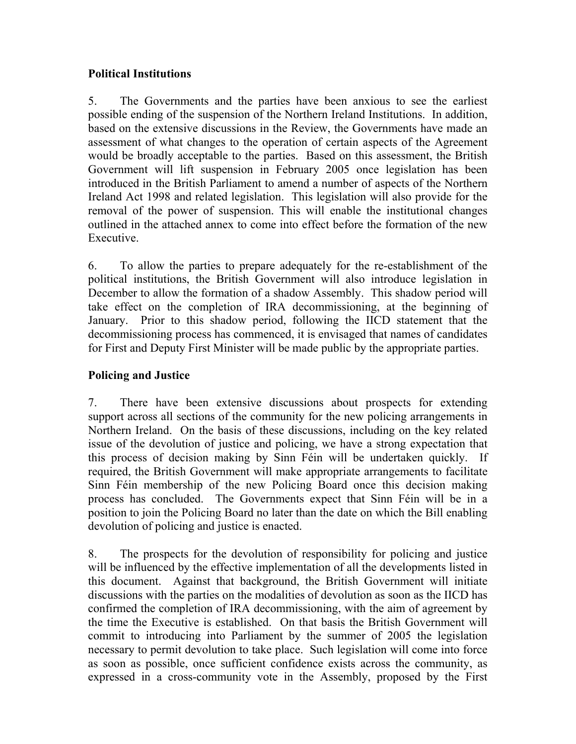## Political Institutions

5. The Governments and the parties have been anxious to see the earliest possible ending of the suspension of the Northern Ireland Institutions. In addition, based on the extensive discussions in the Review, the Governments have made an assessment of what changes to the operation of certain aspects of the Agreement would be broadly acceptable to the parties. Based on this assessment, the British Government will lift suspension in February 2005 once legislation has been introduced in the British Parliament to amend a number of aspects of the Northern Ireland Act 1998 and related legislation. This legislation will also provide for the removal of the power of suspension. This will enable the institutional changes outlined in the attached annex to come into effect before the formation of the new Executive.

6. To allow the parties to prepare adequately for the re-establishment of the political institutions, the British Government will also introduce legislation in December to allow the formation of a shadow Assembly. This shadow period will take effect on the completion of IRA decommissioning, at the beginning of January. Prior to this shadow period, following the IICD statement that the decommissioning process has commenced, it is envisaged that names of candidates for First and Deputy First Minister will be made public by the appropriate parties.

## Policing and Justice

7. There have been extensive discussions about prospects for extending support across all sections of the community for the new policing arrangements in Northern Ireland. On the basis of these discussions, including on the key related issue of the devolution of justice and policing, we have a strong expectation that this process of decision making by Sinn Féin will be undertaken quickly. If required, the British Government will make appropriate arrangements to facilitate Sinn Féin membership of the new Policing Board once this decision making process has concluded. The Governments expect that Sinn Féin will be in a position to join the Policing Board no later than the date on which the Bill enabling devolution of policing and justice is enacted.

8. The prospects for the devolution of responsibility for policing and justice will be influenced by the effective implementation of all the developments listed in this document. Against that background, the British Government will initiate discussions with the parties on the modalities of devolution as soon as the IICD has confirmed the completion of IRA decommissioning, with the aim of agreement by the time the Executive is established. On that basis the British Government will commit to introducing into Parliament by the summer of 2005 the legislation necessary to permit devolution to take place. Such legislation will come into force as soon as possible, once sufficient confidence exists across the community, as expressed in a cross-community vote in the Assembly, proposed by the First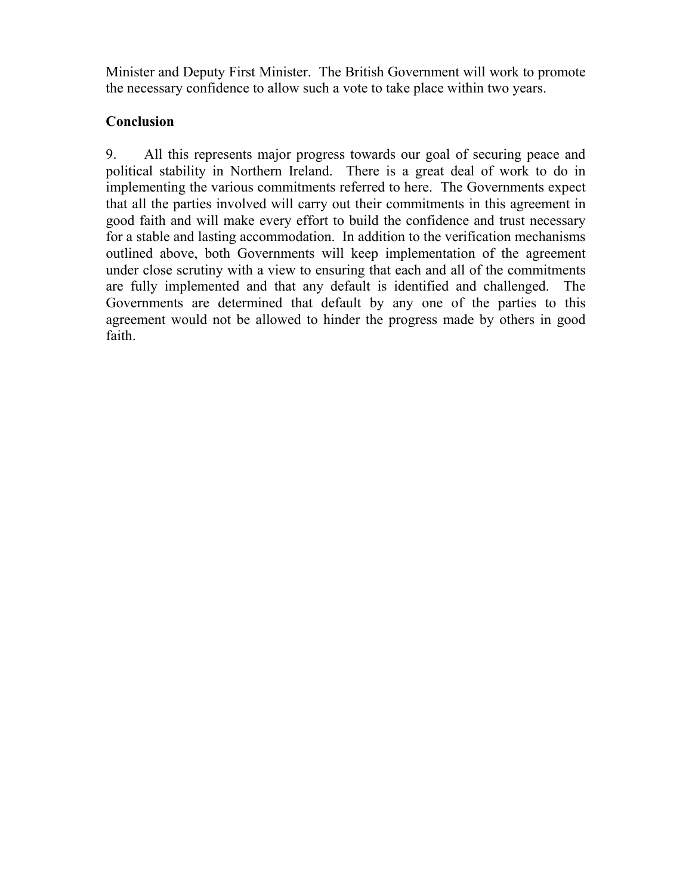Minister and Deputy First Minister. The British Government will work to promote the necessary confidence to allow such a vote to take place within two years.

**Conclusion**

9. All this represents major progress towards our goal of securing peace and political stability in Northern Ireland. There is a great deal of work to do in implementing the various commitments referred to here. The Governments expect that all the parties involved will carry out their commitments in this agreement in good faith and will make every effort to build the confidence and trust necessary for a stable and lasting accommodation. In addition to the verification mechanisms outlined above, both Governments will keep implementation of the agreement under close scrutiny with a view to ensuring that each and all of the commitments are fully implemented and that any default is identified and challenged. The Governments are determined that default by any one of the parties to this agreement would not be allowed to hinder the progress made by others in good faith.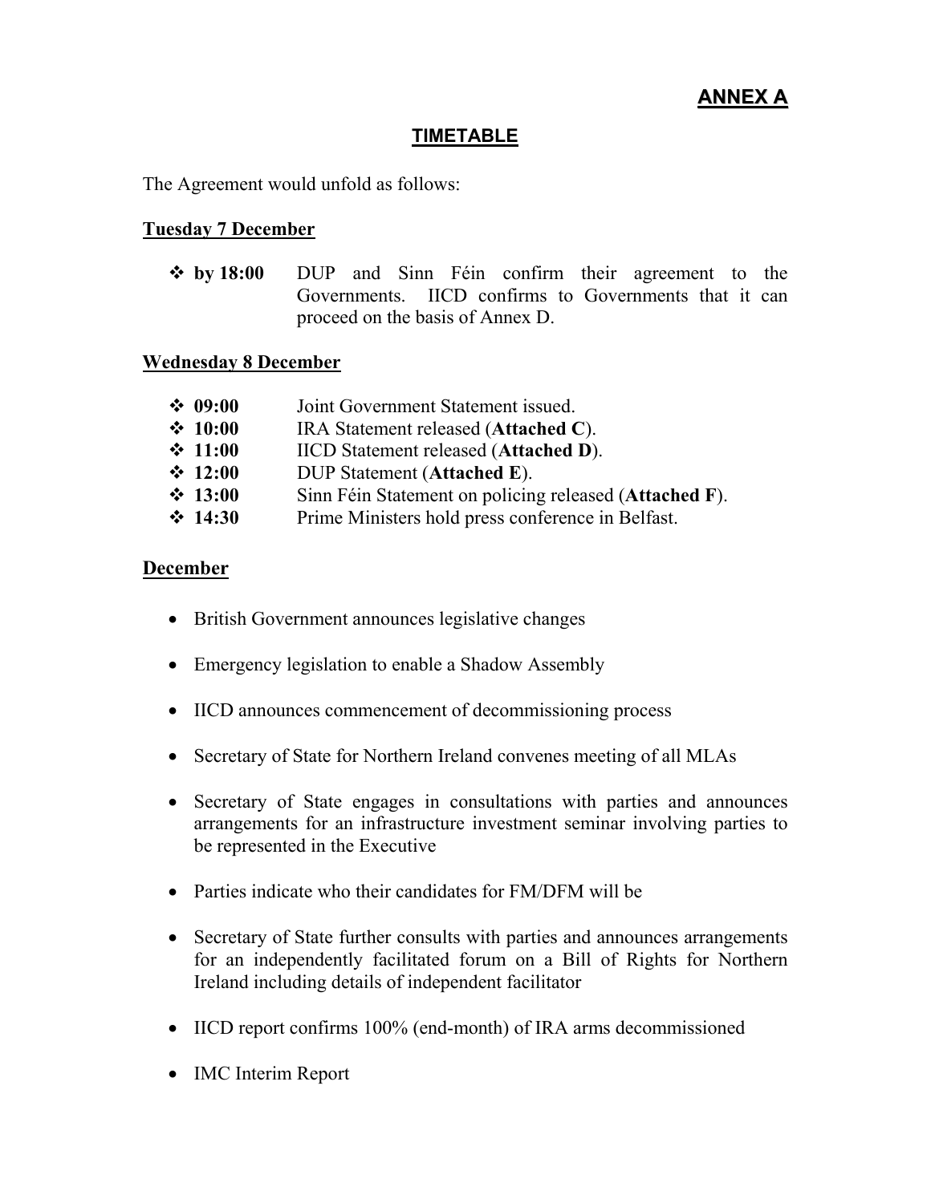# ANNEX A

## TIMETABLE

The Agreement would unfold as follows:

### Tuesday 7 December

- **by 18:00** DUP and Sinn Féin confirm their agreement to the Governments. IICD confirms to Governments that it can proceed on the basis of Annex D.

### Wednesday 8 December

- **09:00** Joint Government Statement issued.
- **10:00** IRA Statement released (**Attached C**).
- **11:00** IICD Statement released (**Attached D**).
- **12:00** DUP Statement (**Attached E**).
- **13:00** Sinn Féin Statement on policing released (**Attached F**).
- **14:30** Prime Ministers hold press conference in Belfast.

### December

- British Government announces legislative changes
- Emergency legislation to enable a Shadow Assembly
- IICD announces commencement of decommissioning process
- Secretary of State for Northern Ireland convenes meeting of all MLAs
- Secretary of State engages in consultations with parties and announces arrangements for an infrastructure investment seminar involving parties to be represented in the Executive
- Parties indicate who their candidates for FM/DFM will be
- Secretary of State further consults with parties and announces arrangements for an independently facilitated forum on a Bill of Rights for Northern Ireland including details of independent facilitator
- IICD report confirms 100% (end-month) of IRA arms decommissioned
- IMC Interim Report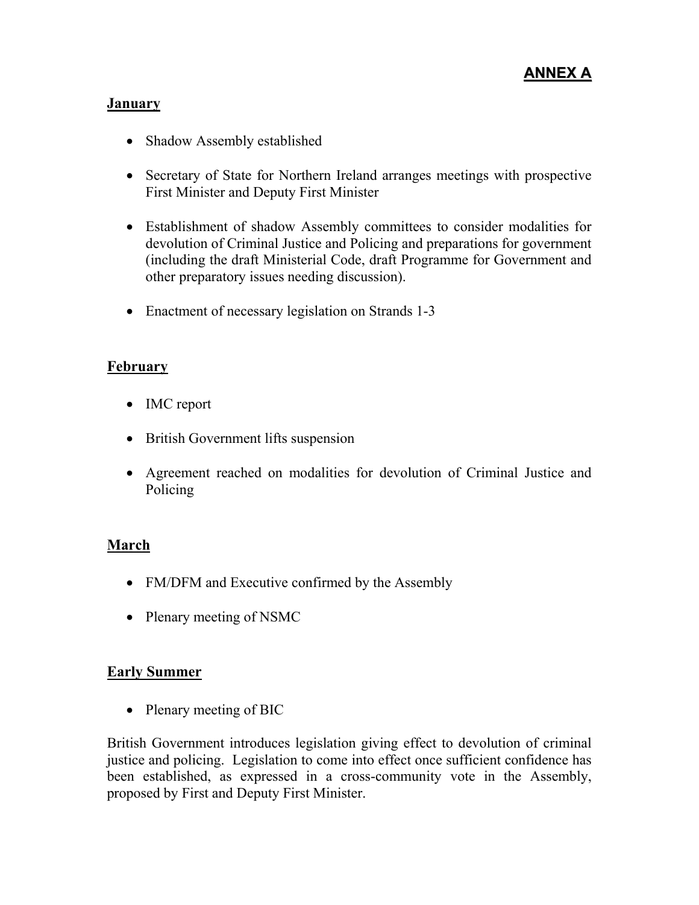## ANNEX A

### January

- Shadow Assembly established
- Secretary of State for Northern Ireland arranges meetings with prospective First Minister and Deputy First Minister
- Establishment of shadow Assembly committees to consider modalities for devolution of Criminal Justice and Policing and preparations for government (including the draft Ministerial Code, draft Programme for Government and other preparatory issues needing discussion).
- Enactment of necessary legislation on Strands 1-3

### February

- IMC report
- British Government lifts suspension
- Agreement reached on modalities for devolution of Criminal Justice and Policing

### March

- FM/DFM and Executive confirmed by the Assembly
- Plenary meeting of NSMC

### Early Summer

- Plenary meeting of BIC

British Government introduces legislation giving effect to devolution of criminal justice and policing. Legislation to come into effect once sufficient confidence has been established, as expressed in a cross-community vote in the Assembly, proposed by First and Deputy First Minister.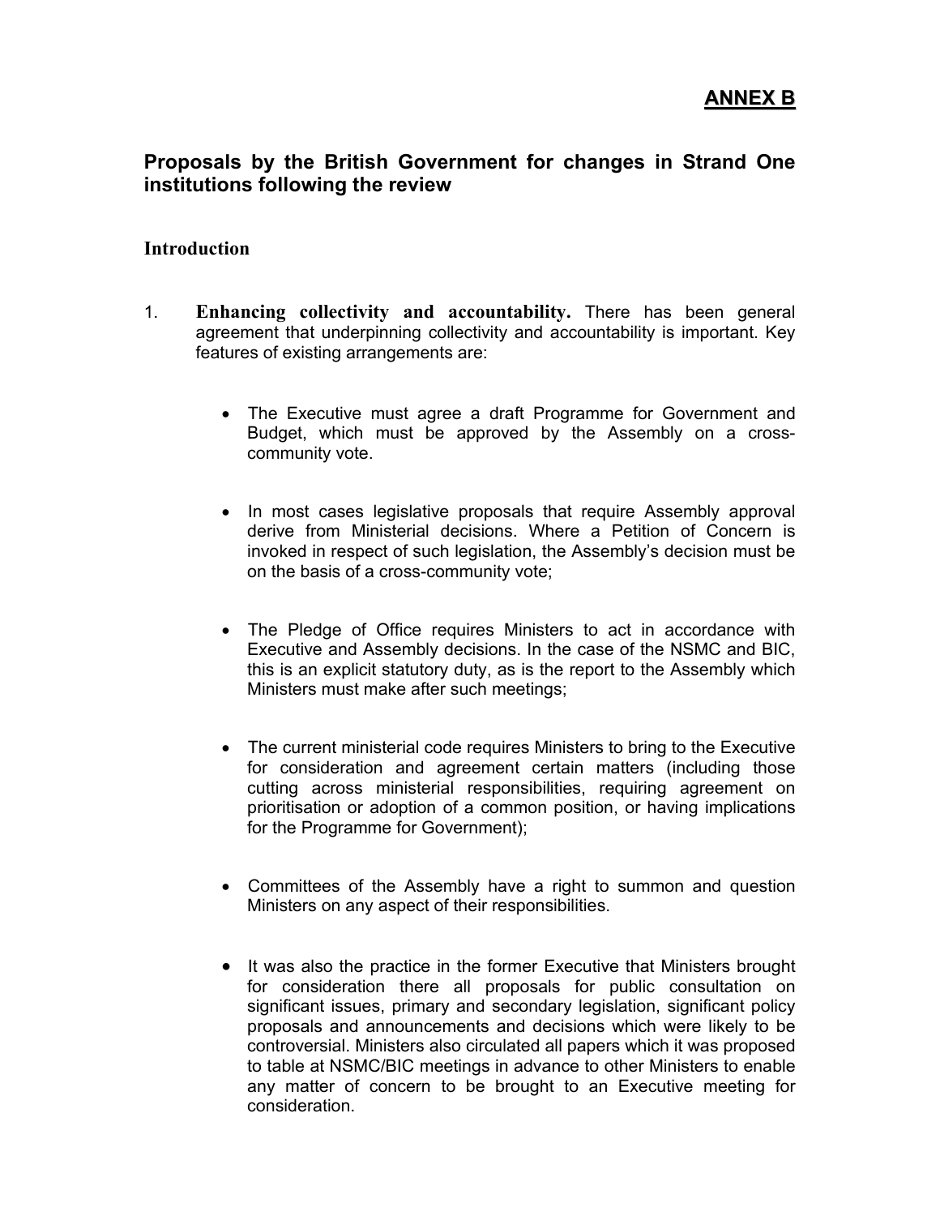**ANNEX B**

## Proposals by the British Government for changes in Strand One institutions following the review

### Introduction

1. **Enhancing collectivity and accountability.** There has been general agreement that underpinning collectivity and accountability is important. Key features of existing arrangements are:

   - The Executive must agree a draft Programme for Government and Budget, which must be approved by the Assembly on a cross-community vote.

   - In most cases legislative proposals that require Assembly approval derive from Ministerial decisions. Where a Petition of Concern is invoked in respect of such legislation, the Assembly's decision must be on the basis of a cross-community vote;

   - The Pledge of Office requires Ministers to act in accordance with Executive and Assembly decisions. In the case of the NSMC and BIC, this is an explicit statutory duty, as is the report to the Assembly which Ministers must make after such meetings;

   - The current ministerial code requires Ministers to bring to the Executive for consideration and agreement certain matters (including those cutting across ministerial responsibilities, requiring agreement on prioritisation or adoption of a common position, or having implications for the Programme for Government);

   - Committees of the Assembly have a right to summon and question Ministers on any aspect of their responsibilities.

   - It was also the practice in the former Executive that Ministers brought for consideration there all proposals for public consultation on significant issues, primary and secondary legislation, significant policy proposals and announcements and decisions which were likely to be controversial. Ministers also circulated all papers which it was proposed to table at NSMC/BIC meetings in advance to other Ministers to enable any matter of concern to be brought to an Executive meeting for consideration.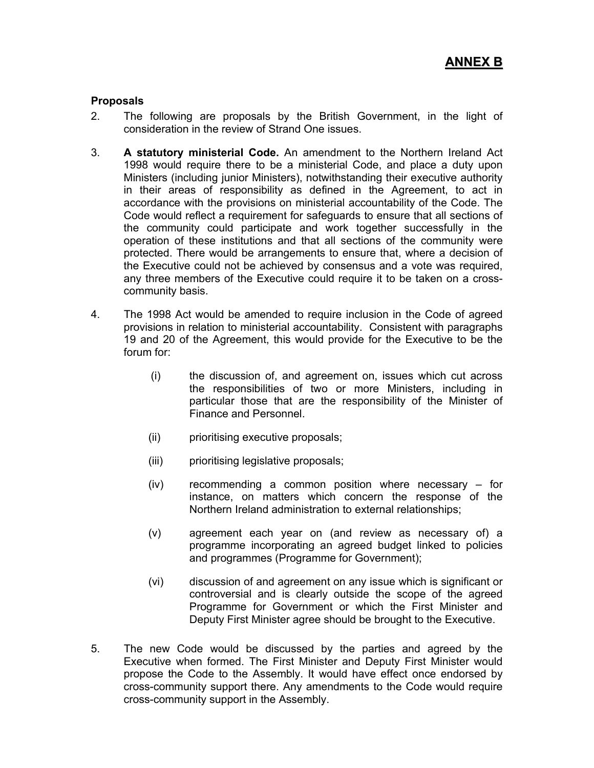## ANNEX B

### Proposals

2. The following are proposals by the British Government, in the light of consideration in the review of Strand One issues.

3. **A statutory ministerial Code.** An amendment to the Northern Ireland Act 1998 would require there to be a ministerial Code, and place a duty upon Ministers (including junior Ministers), notwithstanding their executive authority in their areas of responsibility as defined in the Agreement, to act in accordance with the provisions on ministerial accountability of the Code. The Code would reflect a requirement for safeguards to ensure that all sections of the community could participate and work together successfully in the operation of these institutions and that all sections of the community were protected. There would be arrangements to ensure that, where a decision of the Executive could not be achieved by consensus and a vote was required, any three members of the Executive could require it to be taken on a cross-community basis.

4. The 1998 Act would be amended to require inclusion in the Code of agreed provisions in relation to ministerial accountability. Consistent with paragraphs 19 and 20 of the Agreement, this would provide for the Executive to be the forum for:

   (i) the discussion of, and agreement on, issues which cut across the responsibilities of two or more Ministers, including in particular those that are the responsibility of the Minister of Finance and Personnel.

   (ii) prioritising executive proposals;

   (iii) prioritising legislative proposals;

   (iv) recommending a common position where necessary – for instance, on matters which concern the response of the Northern Ireland administration to external relationships;

   (v) agreement each year on (and review as necessary of) a programme incorporating an agreed budget linked to policies and programmes (Programme for Government);

   (vi) discussion of and agreement on any issue which is significant or controversial and is clearly outside the scope of the agreed Programme for Government or which the First Minister and Deputy First Minister agree should be brought to the Executive.

5. The new Code would be discussed by the parties and agreed by the Executive when formed. The First Minister and Deputy First Minister would propose the Code to the Assembly. It would have effect once endorsed by cross-community support there. Any amendments to the Code would require cross-community support in the Assembly.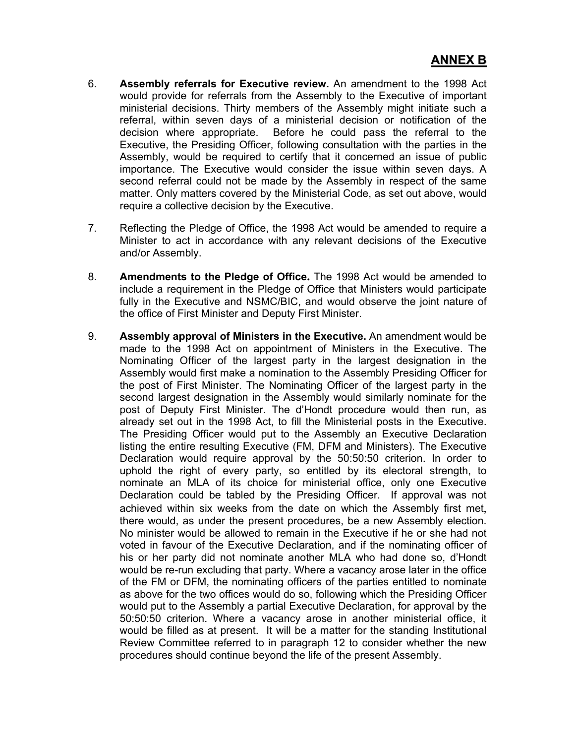## ANNEX B

6. **Assembly referrals for Executive review.** An amendment to the 1998 Act would provide for referrals from the Assembly to the Executive of important ministerial decisions. Thirty members of the Assembly might initiate such a referral, within seven days of a ministerial decision or notification of the decision where appropriate. Before he could pass the referral to the Executive, the Presiding Officer, following consultation with the parties in the Assembly, would be required to certify that it concerned an issue of public importance. The Executive would consider the issue within seven days. A second referral could not be made by the Assembly in respect of the same matter. Only matters covered by the Ministerial Code, as set out above, would require a collective decision by the Executive.

7. Reflecting the Pledge of Office, the 1998 Act would be amended to require a Minister to act in accordance with any relevant decisions of the Executive and/or Assembly.

8. **Amendments to the Pledge of Office.** The 1998 Act would be amended to include a requirement in the Pledge of Office that Ministers would participate fully in the Executive and NSMC/BIC, and would observe the joint nature of the office of First Minister and Deputy First Minister.

9. **Assembly approval of Ministers in the Executive.** An amendment would be made to the 1998 Act on appointment of Ministers in the Executive. The Nominating Officer of the largest party in the largest designation in the Assembly would first make a nomination to the Assembly Presiding Officer for the post of First Minister. The Nominating Officer of the largest party in the second largest designation in the Assembly would similarly nominate for the post of Deputy First Minister. The d'Hondt procedure would then run, as already set out in the 1998 Act, to fill the Ministerial posts in the Executive. The Presiding Officer would put to the Assembly an Executive Declaration listing the entire resulting Executive (FM, DFM and Ministers). The Executive Declaration would require approval by the 50:50:50 criterion. In order to uphold the right of every party, so entitled by its electoral strength, to nominate an MLA of its choice for ministerial office, only one Executive Declaration could be tabled by the Presiding Officer. If approval was not achieved within six weeks from the date on which the Assembly first met, there would, as under the present procedures, be a new Assembly election. No minister would be allowed to remain in the Executive if he or she had not voted in favour of the Executive Declaration, and if the nominating officer of his or her party did not nominate another MLA who had done so, d'Hondt would be re-run excluding that party. Where a vacancy arose later in the office of the FM or DFM, the nominating officers of the parties entitled to nominate as above for the two offices would do so, following which the Presiding Officer would put to the Assembly a partial Executive Declaration, for approval by the 50:50:50 criterion. Where a vacancy arose in another ministerial office, it would be filled as at present. It will be a matter for the standing Institutional Review Committee referred to in paragraph 12 to consider whether the new procedures should continue beyond the life of the present Assembly.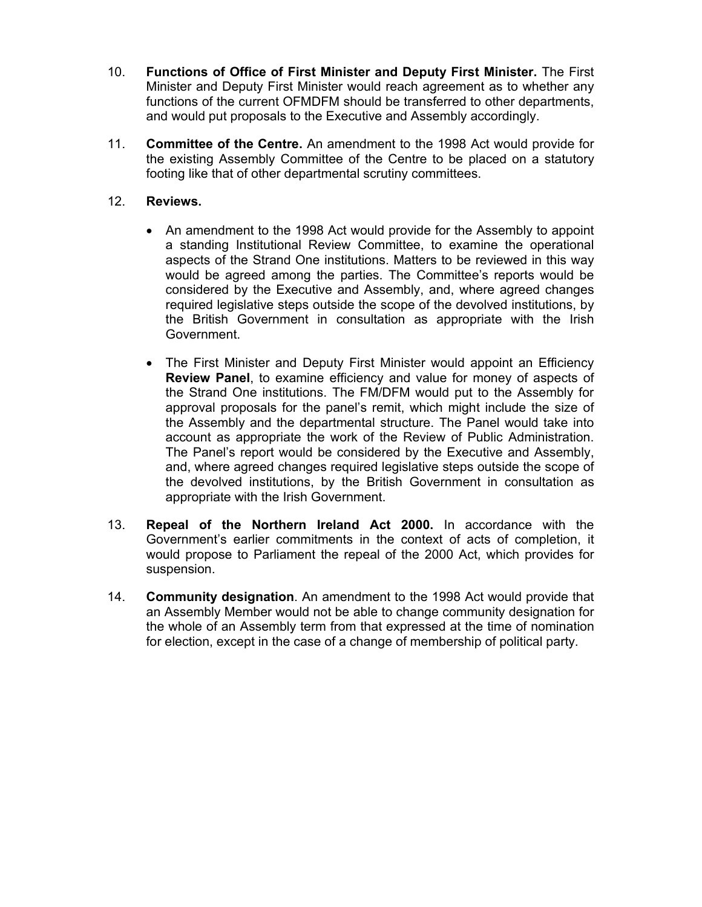10. **Functions of Office of First Minister and Deputy First Minister.** The First Minister and Deputy First Minister would reach agreement as to whether any functions of the current OFMDFM should be transferred to other departments, and would put proposals to the Executive and Assembly accordingly.

11. **Committee of the Centre.** An amendment to the 1998 Act would provide for the existing Assembly Committee of the Centre to be placed on a statutory footing like that of other departmental scrutiny committees.

12. **Reviews.**

    - An amendment to the 1998 Act would provide for the Assembly to appoint a standing Institutional Review Committee, to examine the operational aspects of the Strand One institutions. Matters to be reviewed in this way would be agreed among the parties. The Committee's reports would be considered by the Executive and Assembly, and, where agreed changes required legislative steps outside the scope of the devolved institutions, by the British Government in consultation as appropriate with the Irish Government.

    - The First Minister and Deputy First Minister would appoint an Efficiency **Review Panel**, to examine efficiency and value for money of aspects of the Strand One institutions. The FM/DFM would put to the Assembly for approval proposals for the panel's remit, which might include the size of the Assembly and the departmental structure. The Panel would take into account as appropriate the work of the Review of Public Administration. The Panel's report would be considered by the Executive and Assembly, and, where agreed changes required legislative steps outside the scope of the devolved institutions, by the British Government in consultation as appropriate with the Irish Government.

13. **Repeal of the Northern Ireland Act 2000.** In accordance with the Government's earlier commitments in the context of acts of completion, it would propose to Parliament the repeal of the 2000 Act, which provides for suspension.

14. **Community designation**. An amendment to the 1998 Act would provide that an Assembly Member would not be able to change community designation for the whole of an Assembly term from that expressed at the time of nomination for election, except in the case of a change of membership of political party.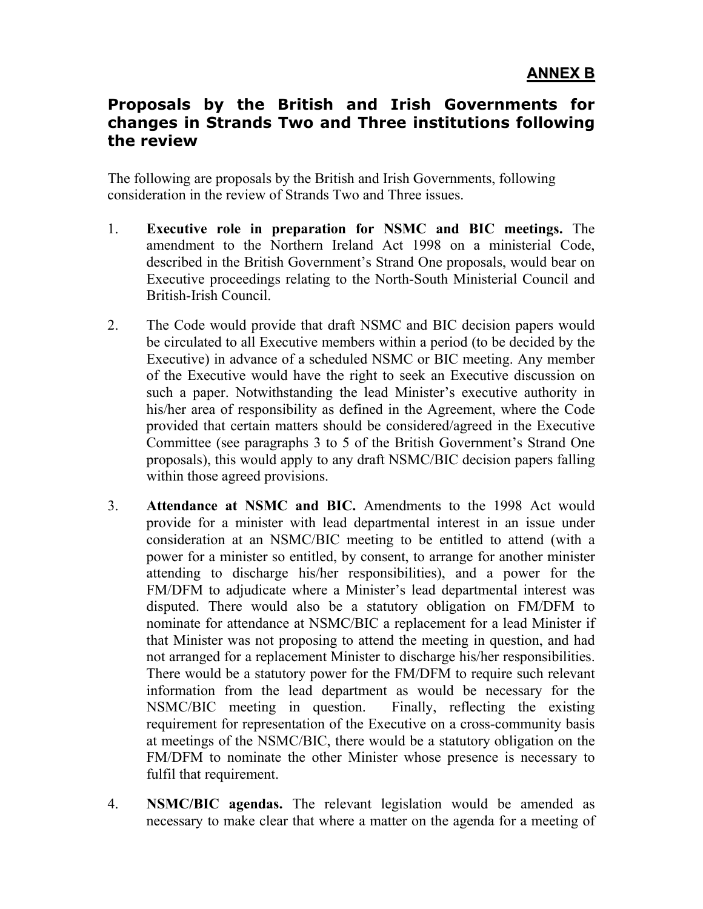**ANNEX B**

## Proposals by the British and Irish Governments for changes in Strands Two and Three institutions following the review

The following are proposals by the British and Irish Governments, following consideration in the review of Strands Two and Three issues.

1. **Executive role in preparation for NSMC and BIC meetings.** The amendment to the Northern Ireland Act 1998 on a ministerial Code, described in the British Government's Strand One proposals, would bear on Executive proceedings relating to the North-South Ministerial Council and British-Irish Council.

2. The Code would provide that draft NSMC and BIC decision papers would be circulated to all Executive members within a period (to be decided by the Executive) in advance of a scheduled NSMC or BIC meeting. Any member of the Executive would have the right to seek an Executive discussion on such a paper. Notwithstanding the lead Minister's executive authority in his/her area of responsibility as defined in the Agreement, where the Code provided that certain matters should be considered/agreed in the Executive Committee (see paragraphs 3 to 5 of the British Government's Strand One proposals), this would apply to any draft NSMC/BIC decision papers falling within those agreed provisions.

3. **Attendance at NSMC and BIC.** Amendments to the 1998 Act would provide for a minister with lead departmental interest in an issue under consideration at an NSMC/BIC meeting to be entitled to attend (with a power for a minister so entitled, by consent, to arrange for another minister attending to discharge his/her responsibilities), and a power for the FM/DFM to adjudicate where a Minister's lead departmental interest was disputed. There would also be a statutory obligation on FM/DFM to nominate for attendance at NSMC/BIC a replacement for a lead Minister if that Minister was not proposing to attend the meeting in question, and had not arranged for a replacement Minister to discharge his/her responsibilities. There would be a statutory power for the FM/DFM to require such relevant information from the lead department as would be necessary for the NSMC/BIC meeting in question. Finally, reflecting the existing requirement for representation of the Executive on a cross-community basis at meetings of the NSMC/BIC, there would be a statutory obligation on the FM/DFM to nominate the other Minister whose presence is necessary to fulfil that requirement.

4. **NSMC/BIC agendas.** The relevant legislation would be amended as necessary to make clear that where a matter on the agenda for a meeting of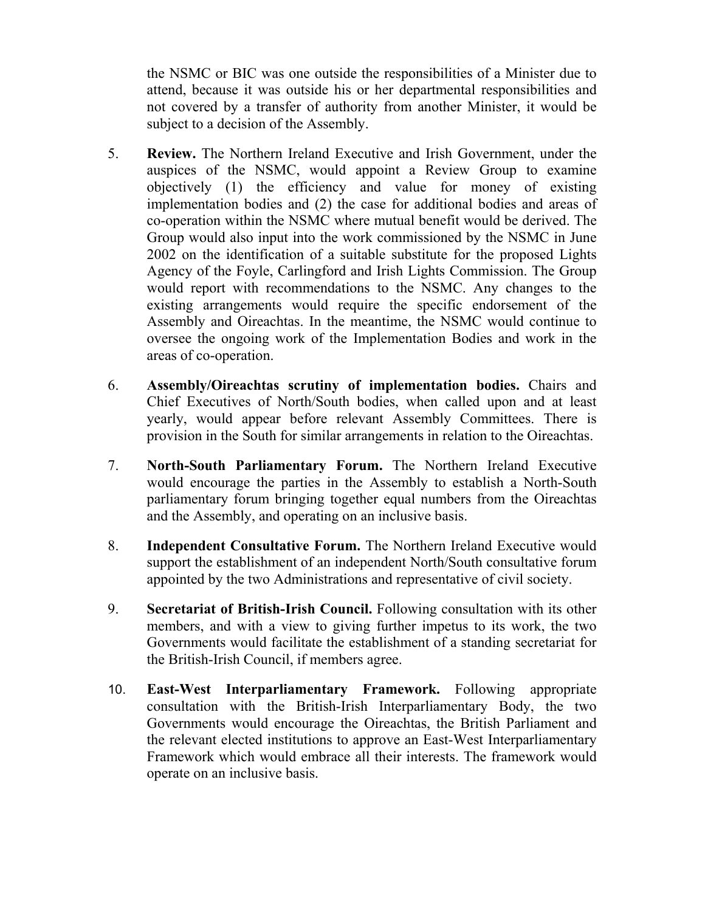the NSMC or BIC was one outside the responsibilities of a Minister due to attend, because it was outside his or her departmental responsibilities and not covered by a transfer of authority from another Minister, it would be subject to a decision of the Assembly.

5. **Review.** The Northern Ireland Executive and Irish Government, under the auspices of the NSMC, would appoint a Review Group to examine objectively (1) the efficiency and value for money of existing implementation bodies and (2) the case for additional bodies and areas of co-operation within the NSMC where mutual benefit would be derived. The Group would also input into the work commissioned by the NSMC in June 2002 on the identification of a suitable substitute for the proposed Lights Agency of the Foyle, Carlingford and Irish Lights Commission. The Group would report with recommendations to the NSMC. Any changes to the existing arrangements would require the specific endorsement of the Assembly and Oireachtas. In the meantime, the NSMC would continue to oversee the ongoing work of the Implementation Bodies and work in the areas of co-operation.

6. **Assembly/Oireachtas scrutiny of implementation bodies.** Chairs and Chief Executives of North/South bodies, when called upon and at least yearly, would appear before relevant Assembly Committees. There is provision in the South for similar arrangements in relation to the Oireachtas.

7. **North-South Parliamentary Forum.** The Northern Ireland Executive would encourage the parties in the Assembly to establish a North-South parliamentary forum bringing together equal numbers from the Oireachtas and the Assembly, and operating on an inclusive basis.

8. **Independent Consultative Forum.** The Northern Ireland Executive would support the establishment of an independent North/South consultative forum appointed by the two Administrations and representative of civil society.

9. **Secretariat of British-Irish Council.** Following consultation with its other members, and with a view to giving further impetus to its work, the two Governments would facilitate the establishment of a standing secretariat for the British-Irish Council, if members agree.

10. **East-West Interparliamentary Framework.** Following appropriate consultation with the British-Irish Interparliamentary Body, the two Governments would encourage the Oireachtas, the British Parliament and the relevant elected institutions to approve an East-West Interparliamentary Framework which would embrace all their interests. The framework would operate on an inclusive basis.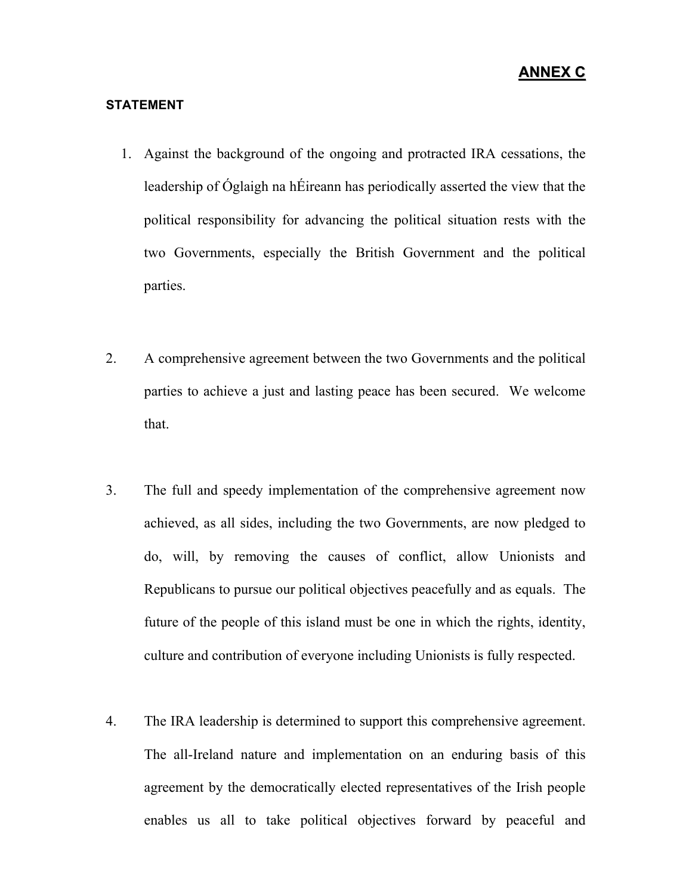**ANNEX C**

**STATEMENT**

1. Against the background of the ongoing and protracted IRA cessations, the leadership of Óglaigh na hÉireann has periodically asserted the view that the political responsibility for advancing the political situation rests with the two Governments, especially the British Government and the political parties.

2. A comprehensive agreement between the two Governments and the political parties to achieve a just and lasting peace has been secured. We welcome that.

3. The full and speedy implementation of the comprehensive agreement now achieved, as all sides, including the two Governments, are now pledged to do, will, by removing the causes of conflict, allow Unionists and Republicans to pursue our political objectives peacefully and as equals. The future of the people of this island must be one in which the rights, identity, culture and contribution of everyone including Unionists is fully respected.

4. The IRA leadership is determined to support this comprehensive agreement. The all-Ireland nature and implementation on an enduring basis of this agreement by the democratically elected representatives of the Irish people enables us all to take political objectives forward by peaceful and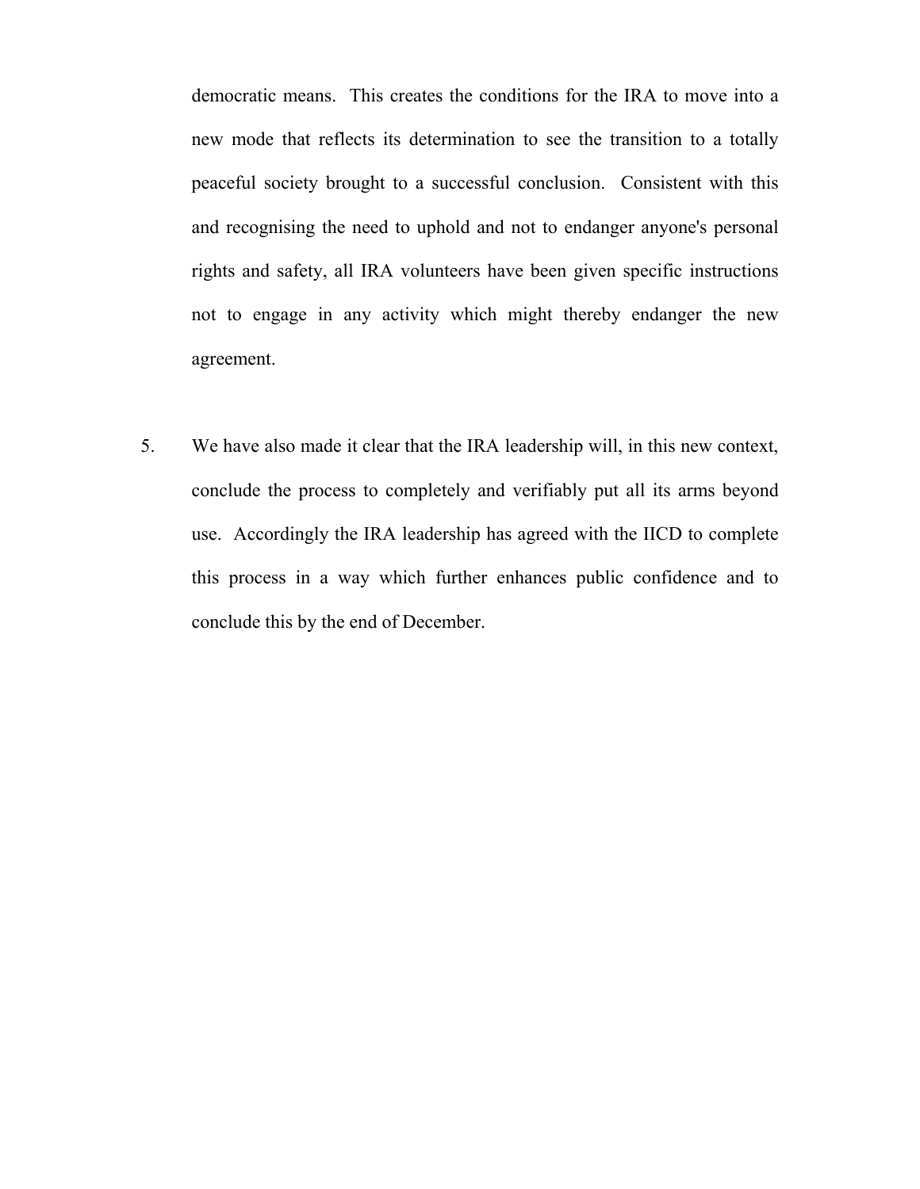democratic means. This creates the conditions for the IRA to move into a new mode that reflects its determination to see the transition to a totally peaceful society brought to a successful conclusion. Consistent with this and recognising the need to uphold and not to endanger anyone's personal rights and safety, all IRA volunteers have been given specific instructions not to engage in any activity which might thereby endanger the new agreement.

5. We have also made it clear that the IRA leadership will, in this new context, conclude the process to completely and verifiably put all its arms beyond use. Accordingly the IRA leadership has agreed with the IICD to complete this process in a way which further enhances public confidence and to conclude this by the end of December.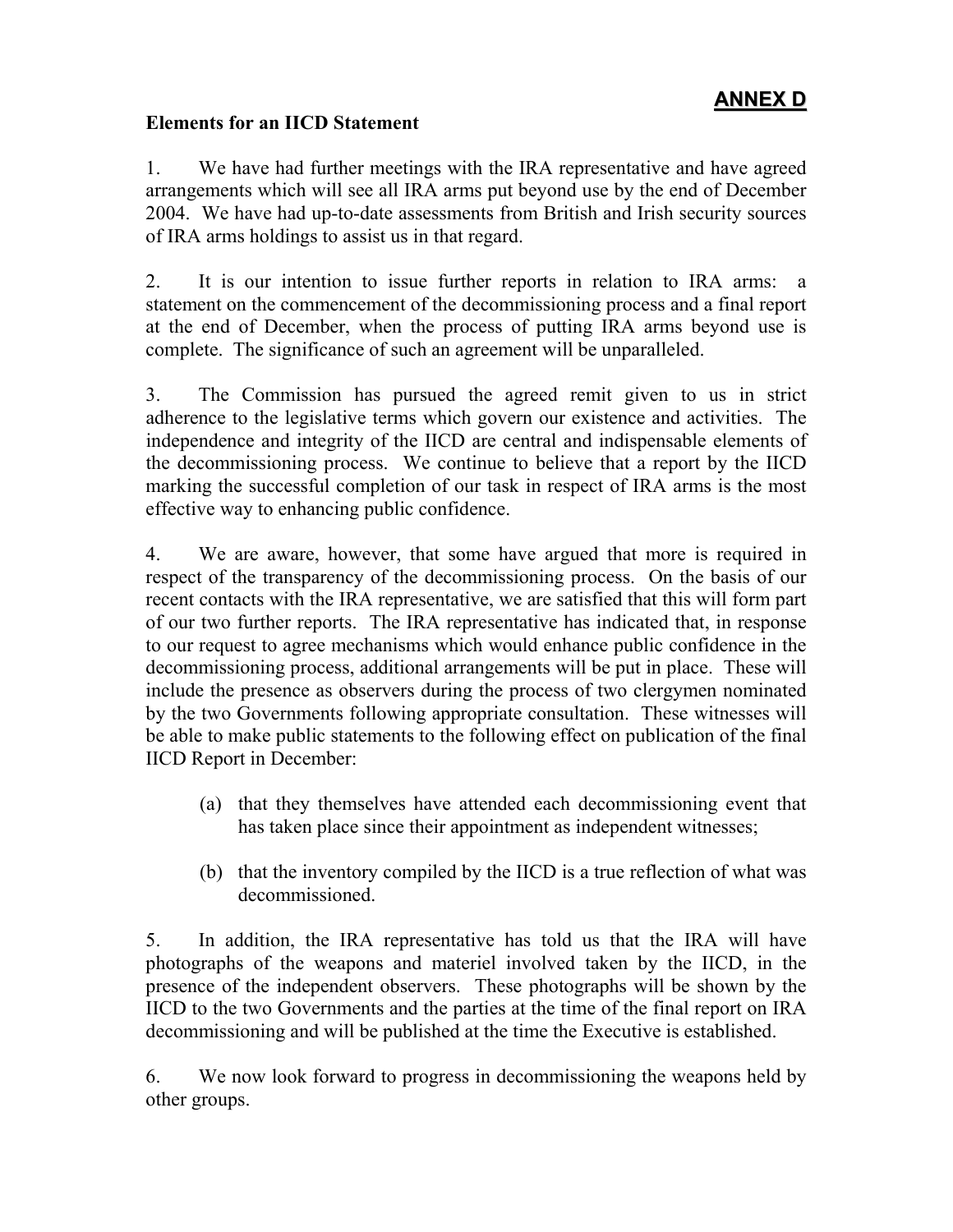**ANNEX D**

**Elements for an IICD Statement**

1. We have had further meetings with the IRA representative and have agreed arrangements which will see all IRA arms put beyond use by the end of December 2004. We have had up-to-date assessments from British and Irish security sources of IRA arms holdings to assist us in that regard.

2. It is our intention to issue further reports in relation to IRA arms: a statement on the commencement of the decommissioning process and a final report at the end of December, when the process of putting IRA arms beyond use is complete. The significance of such an agreement will be unparalleled.

3. The Commission has pursued the agreed remit given to us in strict adherence to the legislative terms which govern our existence and activities. The independence and integrity of the IICD are central and indispensable elements of the decommissioning process. We continue to believe that a report by the IICD marking the successful completion of our task in respect of IRA arms is the most effective way to enhancing public confidence.

4. We are aware, however, that some have argued that more is required in respect of the transparency of the decommissioning process. On the basis of our recent contacts with the IRA representative, we are satisfied that this will form part of our two further reports. The IRA representative has indicated that, in response to our request to agree mechanisms which would enhance public confidence in the decommissioning process, additional arrangements will be put in place. These will include the presence as observers during the process of two clergymen nominated by the two Governments following appropriate consultation. These witnesses will be able to make public statements to the following effect on publication of the final IICD Report in December:

   (a) that they themselves have attended each decommissioning event that has taken place since their appointment as independent witnesses;

   (b) that the inventory compiled by the IICD is a true reflection of what was decommissioned.

5. In addition, the IRA representative has told us that the IRA will have photographs of the weapons and materiel involved taken by the IICD, in the presence of the independent observers. These photographs will be shown by the IICD to the two Governments and the parties at the time of the final report on IRA decommissioning and will be published at the time the Executive is established.

6. We now look forward to progress in decommissioning the weapons held by other groups.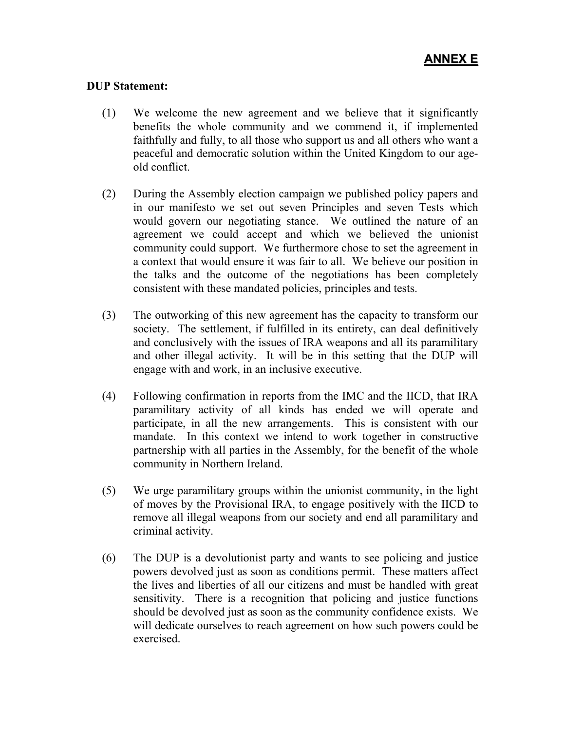**ANNEX E**

**DUP Statement:**

(1) We welcome the new agreement and we believe that it significantly benefits the whole community and we commend it, if implemented faithfully and fully, to all those who support us and all others who want a peaceful and democratic solution within the United Kingdom to our age-old conflict.

(2) During the Assembly election campaign we published policy papers and in our manifesto we set out seven Principles and seven Tests which would govern our negotiating stance. We outlined the nature of an agreement we could accept and which we believed the unionist community could support. We furthermore chose to set the agreement in a context that would ensure it was fair to all. We believe our position in the talks and the outcome of the negotiations has been completely consistent with these mandated policies, principles and tests.

(3) The outworking of this new agreement has the capacity to transform our society. The settlement, if fulfilled in its entirety, can deal definitively and conclusively with the issues of IRA weapons and all its paramilitary and other illegal activity. It will be in this setting that the DUP will engage with and work, in an inclusive executive.

(4) Following confirmation in reports from the IMC and the IICD, that IRA paramilitary activity of all kinds has ended we will operate and participate, in all the new arrangements. This is consistent with our mandate. In this context we intend to work together in constructive partnership with all parties in the Assembly, for the benefit of the whole community in Northern Ireland.

(5) We urge paramilitary groups within the unionist community, in the light of moves by the Provisional IRA, to engage positively with the IICD to remove all illegal weapons from our society and end all paramilitary and criminal activity.

(6) The DUP is a devolutionist party and wants to see policing and justice powers devolved just as soon as conditions permit. These matters affect the lives and liberties of all our citizens and must be handled with great sensitivity. There is a recognition that policing and justice functions should be devolved just as soon as the community confidence exists. We will dedicate ourselves to reach agreement on how such powers could be exercised.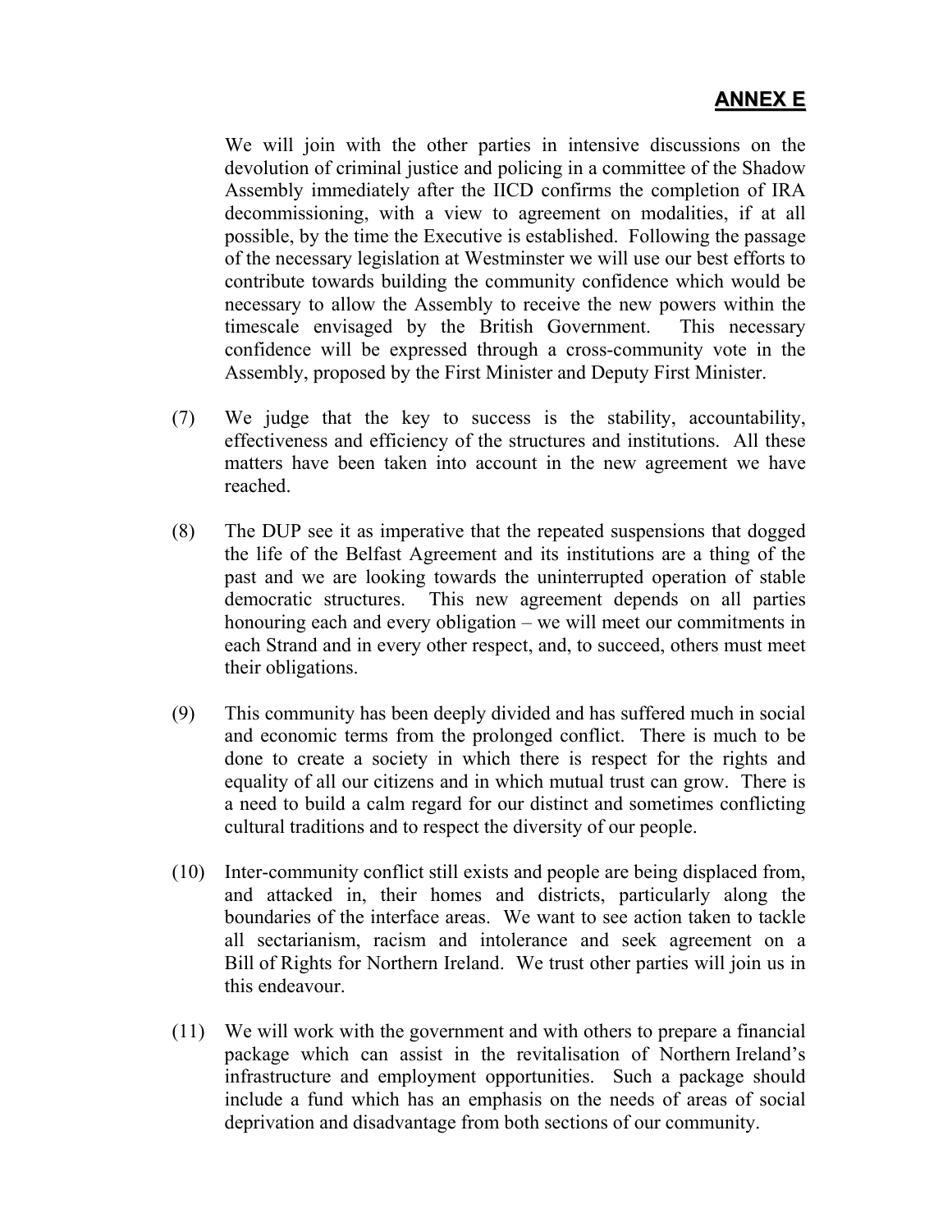**ANNEX E**

We will join with the other parties in intensive discussions on the devolution of criminal justice and policing in a committee of the Shadow Assembly immediately after the IICD confirms the completion of IRA decommissioning, with a view to agreement on modalities, if at all possible, by the time the Executive is established. Following the passage of the necessary legislation at Westminster we will use our best efforts to contribute towards building the community confidence which would be necessary to allow the Assembly to receive the new powers within the timescale envisaged by the British Government. This necessary confidence will be expressed through a cross-community vote in the Assembly, proposed by the First Minister and Deputy First Minister.

(7) We judge that the key to success is the stability, accountability, effectiveness and efficiency of the structures and institutions. All these matters have been taken into account in the new agreement we have reached.

(8) The DUP see it as imperative that the repeated suspensions that dogged the life of the Belfast Agreement and its institutions are a thing of the past and we are looking towards the uninterrupted operation of stable democratic structures. This new agreement depends on all parties honouring each and every obligation – we will meet our commitments in each Strand and in every other respect, and, to succeed, others must meet their obligations.

(9) This community has been deeply divided and has suffered much in social and economic terms from the prolonged conflict. There is much to be done to create a society in which there is respect for the rights and equality of all our citizens and in which mutual trust can grow. There is a need to build a calm regard for our distinct and sometimes conflicting cultural traditions and to respect the diversity of our people.

(10) Inter-community conflict still exists and people are being displaced from, and attacked in, their homes and districts, particularly along the boundaries of the interface areas. We want to see action taken to tackle all sectarianism, racism and intolerance and seek agreement on a Bill of Rights for Northern Ireland. We trust other parties will join us in this endeavour.

(11) We will work with the government and with others to prepare a financial package which can assist in the revitalisation of Northern Ireland's infrastructure and employment opportunities. Such a package should include a fund which has an emphasis on the needs of areas of social deprivation and disadvantage from both sections of our community.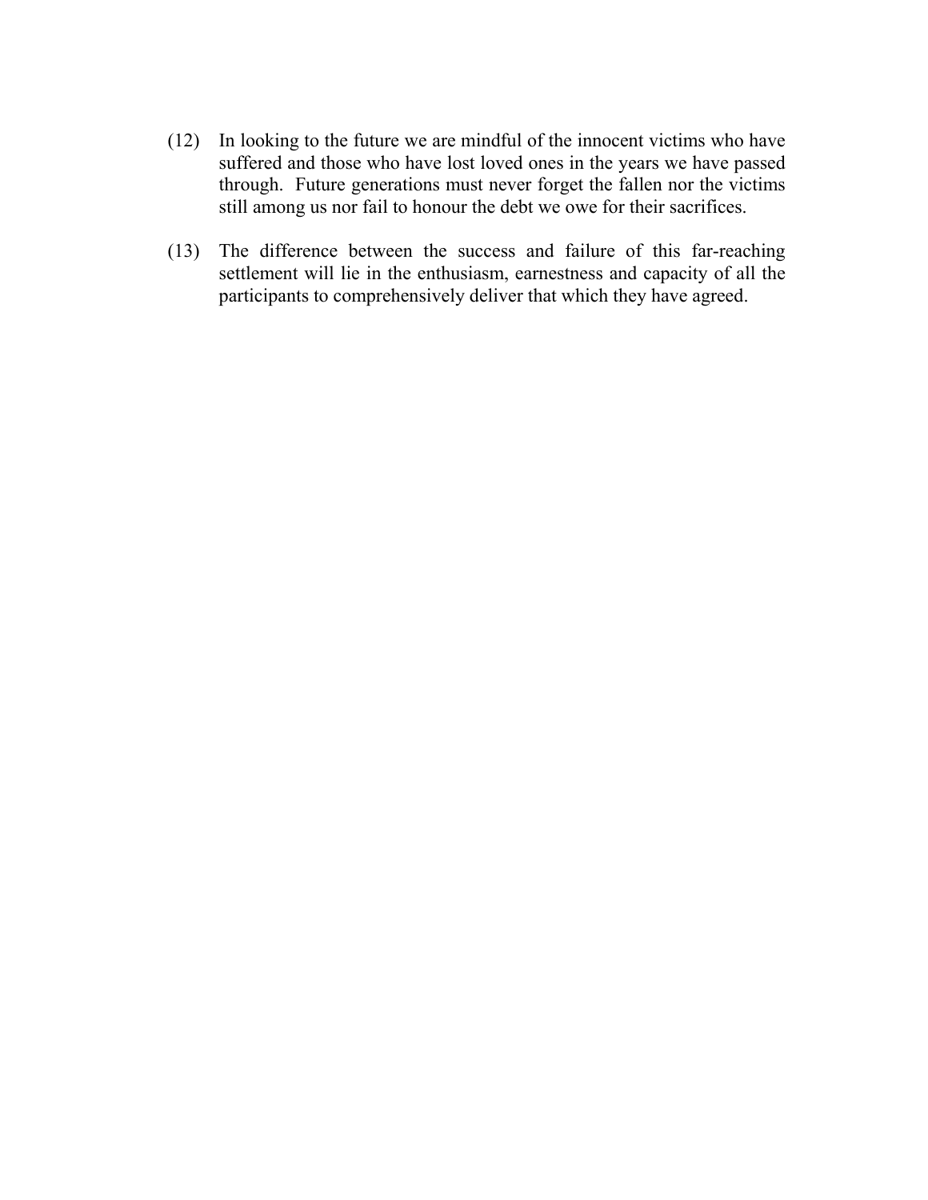(12) In looking to the future we are mindful of the innocent victims who have suffered and those who have lost loved ones in the years we have passed through. Future generations must never forget the fallen nor the victims still among us nor fail to honour the debt we owe for their sacrifices.

(13) The difference between the success and failure of this far-reaching settlement will lie in the enthusiasm, earnestness and capacity of all the participants to comprehensively deliver that which they have agreed.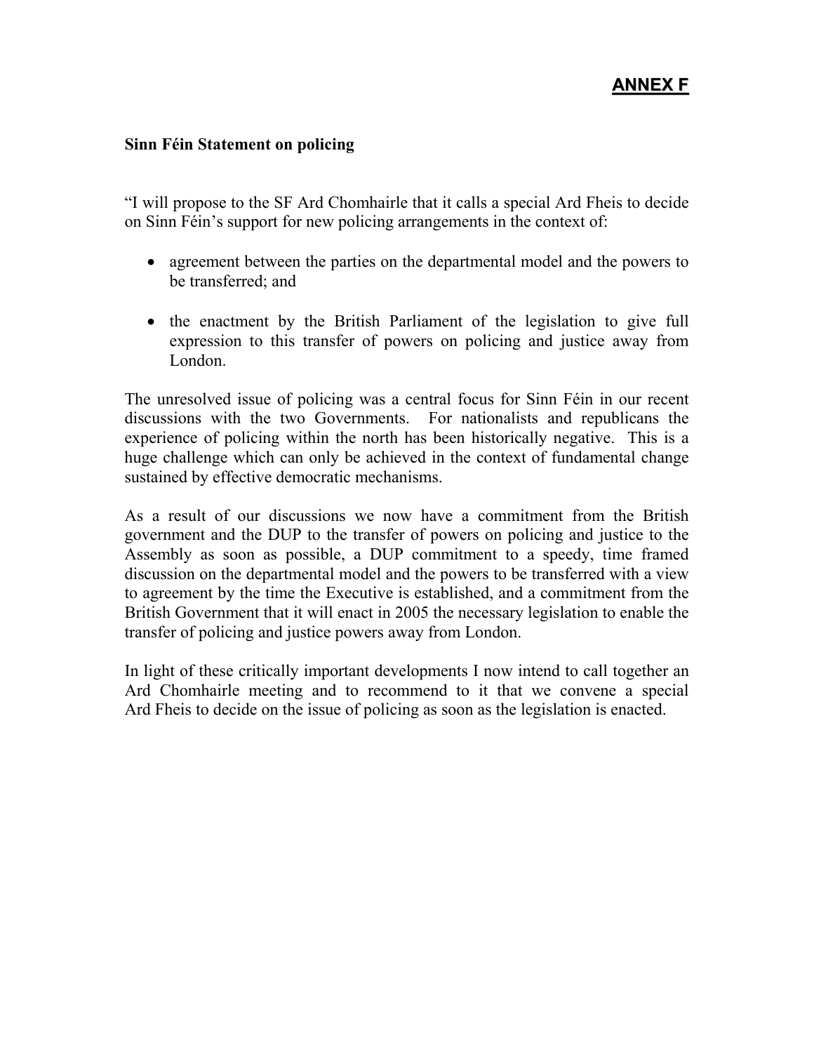# ANNEX F

**Sinn Féin Statement on policing**

"I will propose to the SF Ard Chomhairle that it calls a special Ard Fheis to decide on Sinn Féin's support for new policing arrangements in the context of:

- agreement between the parties on the departmental model and the powers to be transferred; and
- the enactment by the British Parliament of the legislation to give full expression to this transfer of powers on policing and justice away from London.

The unresolved issue of policing was a central focus for Sinn Féin in our recent discussions with the two Governments. For nationalists and republicans the experience of policing within the north has been historically negative. This is a huge challenge which can only be achieved in the context of fundamental change sustained by effective democratic mechanisms.

As a result of our discussions we now have a commitment from the British government and the DUP to the transfer of powers on policing and justice to the Assembly as soon as possible, a DUP commitment to a speedy, time framed discussion on the departmental model and the powers to be transferred with a view to agreement by the time the Executive is established, and a commitment from the British Government that it will enact in 2005 the necessary legislation to enable the transfer of policing and justice powers away from London.

In light of these critically important developments I now intend to call together an Ard Chomhairle meeting and to recommend to it that we convene a special Ard Fheis to decide on the issue of policing as soon as the legislation is enacted.